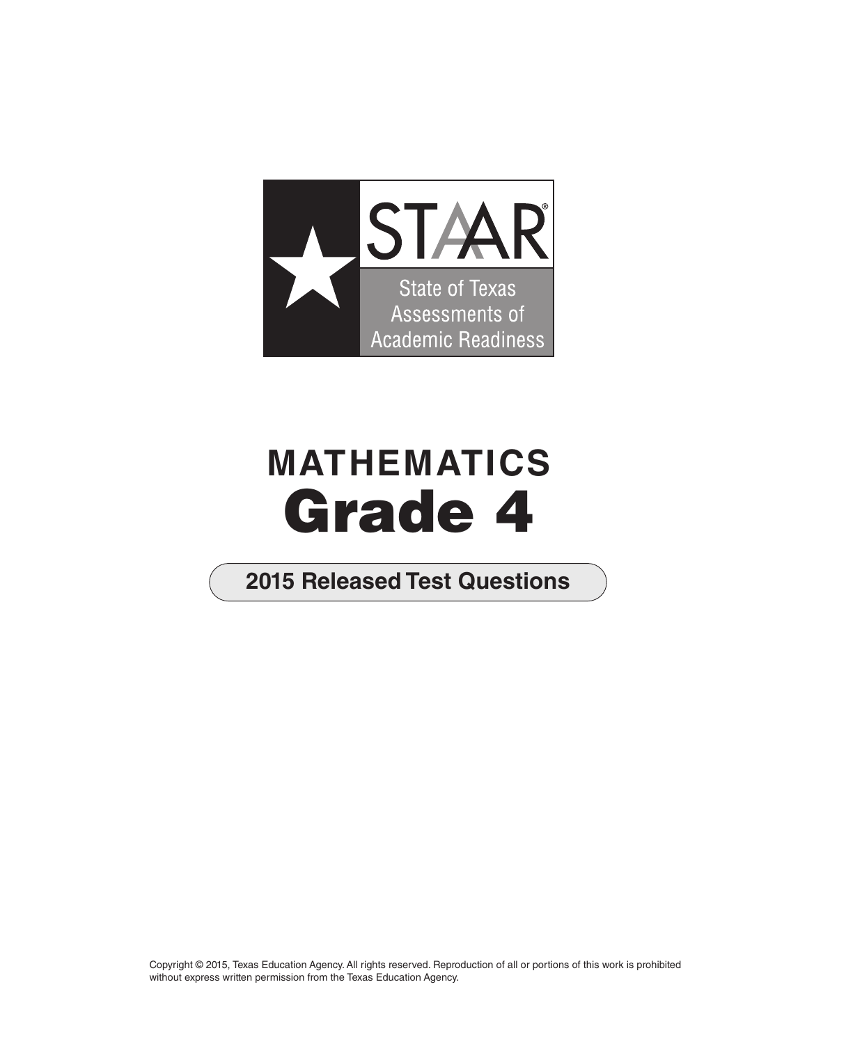# STAAR®

State of Texas Assessments of Academic Readiness

# MATHEMATICS
# Grade 4

## 2015 Released Test Questions

Copyright © 2015, Texas Education Agency. All rights reserved. Reproduction of all or portions of this work is prohibited without express written permission from the Texas Education Agency.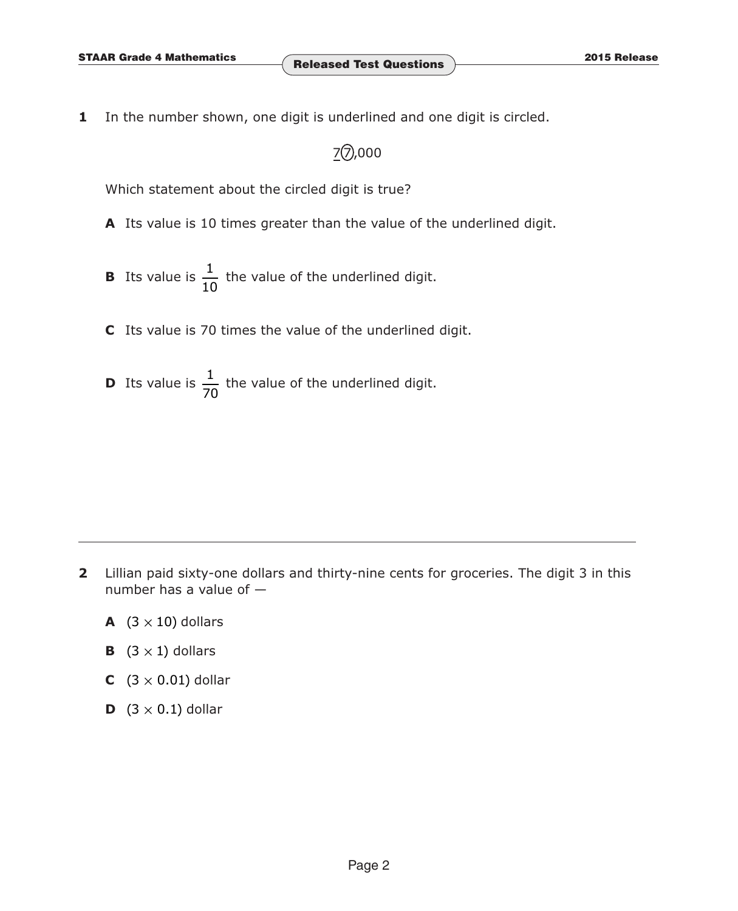**1** In the number shown, one digit is underlined and one digit is circled.

$$\underline{7}\textcircled{7},000$$

Which statement about the circled digit is true?

**A** Its value is 10 times greater than the value of the underlined digit.

**B** Its value is $\frac{1}{10}$ the value of the underlined digit.

**C** Its value is 70 times the value of the underlined digit.

**D** Its value is $\frac{1}{70}$ the value of the underlined digit.

---

**2** Lillian paid sixty-one dollars and thirty-nine cents for groceries. The digit 3 in this number has a value of —

**A** $(3 \times 10)$ dollars

**B** $(3 \times 1)$ dollars

**C** $(3 \times 0.01)$ dollar

**D** $(3 \times 0.1)$ dollar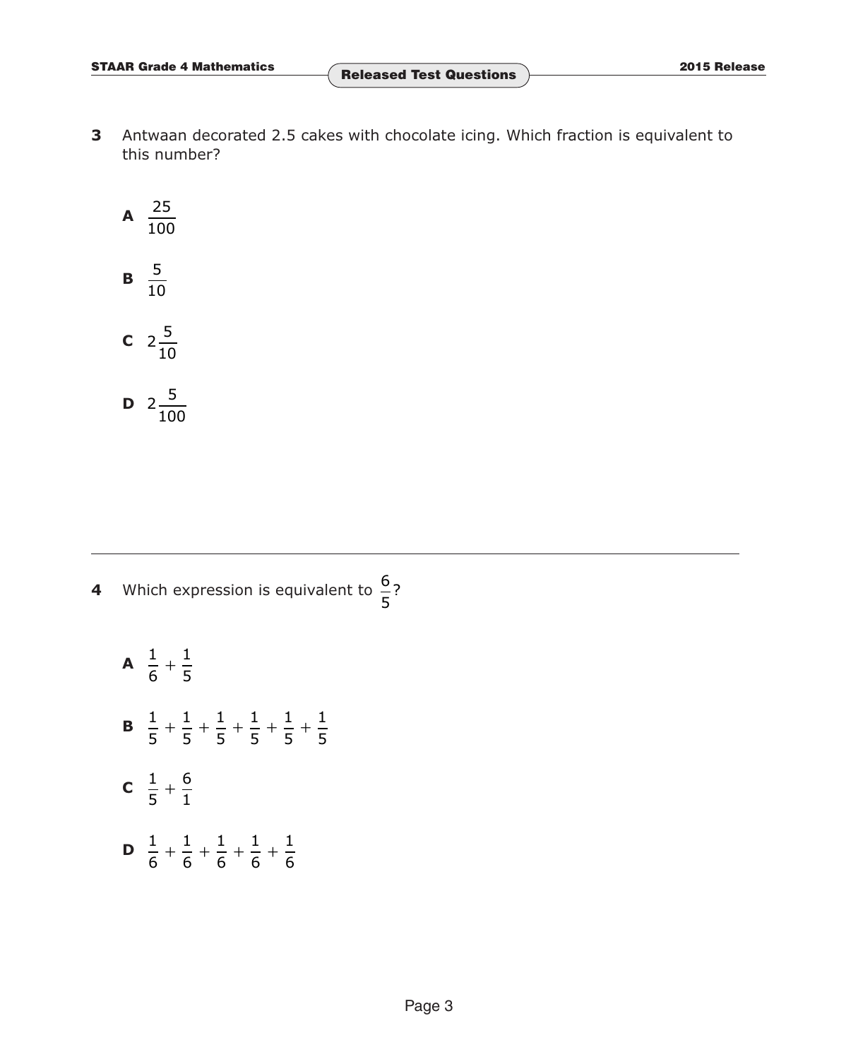**3** Antwaan decorated 2.5 cakes with chocolate icing. Which fraction is equivalent to this number?

**A** $\frac{25}{100}$

**B** $\frac{5}{10}$

**C** $2\frac{5}{10}$

**D** $2\frac{5}{100}$

---

**4** Which expression is equivalent to $\frac{6}{5}$?

**A** $\frac{1}{6} + \frac{1}{5}$

**B** $\frac{1}{5} + \frac{1}{5} + \frac{1}{5} + \frac{1}{5} + \frac{1}{5} + \frac{1}{5}$

**C** $\frac{1}{5} + \frac{6}{1}$

**D** $\frac{1}{6} + \frac{1}{6} + \frac{1}{6} + \frac{1}{6} + \frac{1}{6}$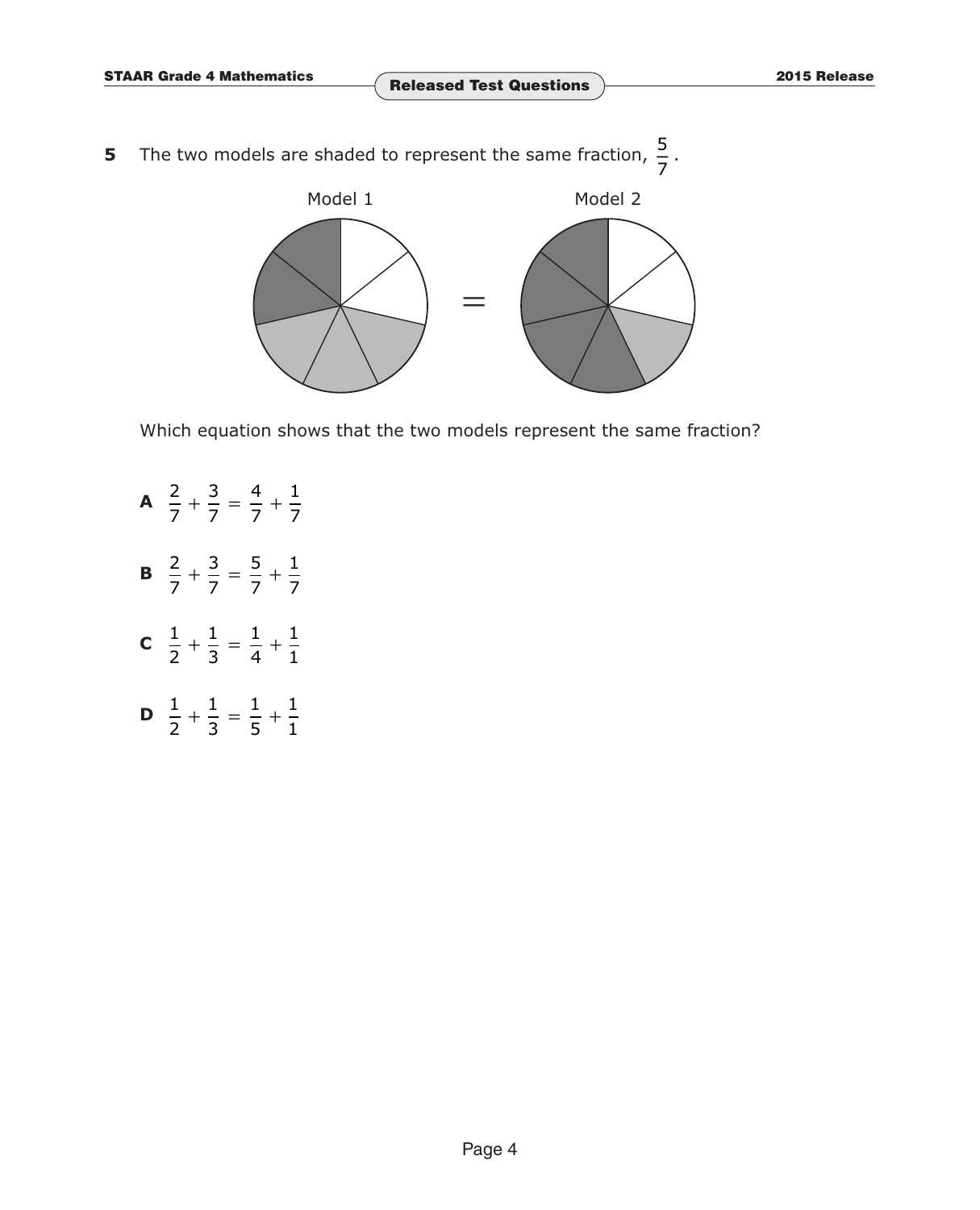**5** The two models are shaded to represent the same fraction, $\frac{5}{7}$.

Model 1 = Model 2

Which equation shows that the two models represent the same fraction?

**A** $\frac{2}{7} + \frac{3}{7} = \frac{4}{7} + \frac{1}{7}$

**B** $\frac{2}{7} + \frac{3}{7} = \frac{5}{7} + \frac{1}{7}$

**C** $\frac{1}{2} + \frac{1}{3} = \frac{1}{4} + \frac{1}{1}$

**D** $\frac{1}{2} + \frac{1}{3} = \frac{1}{5} + \frac{1}{1}$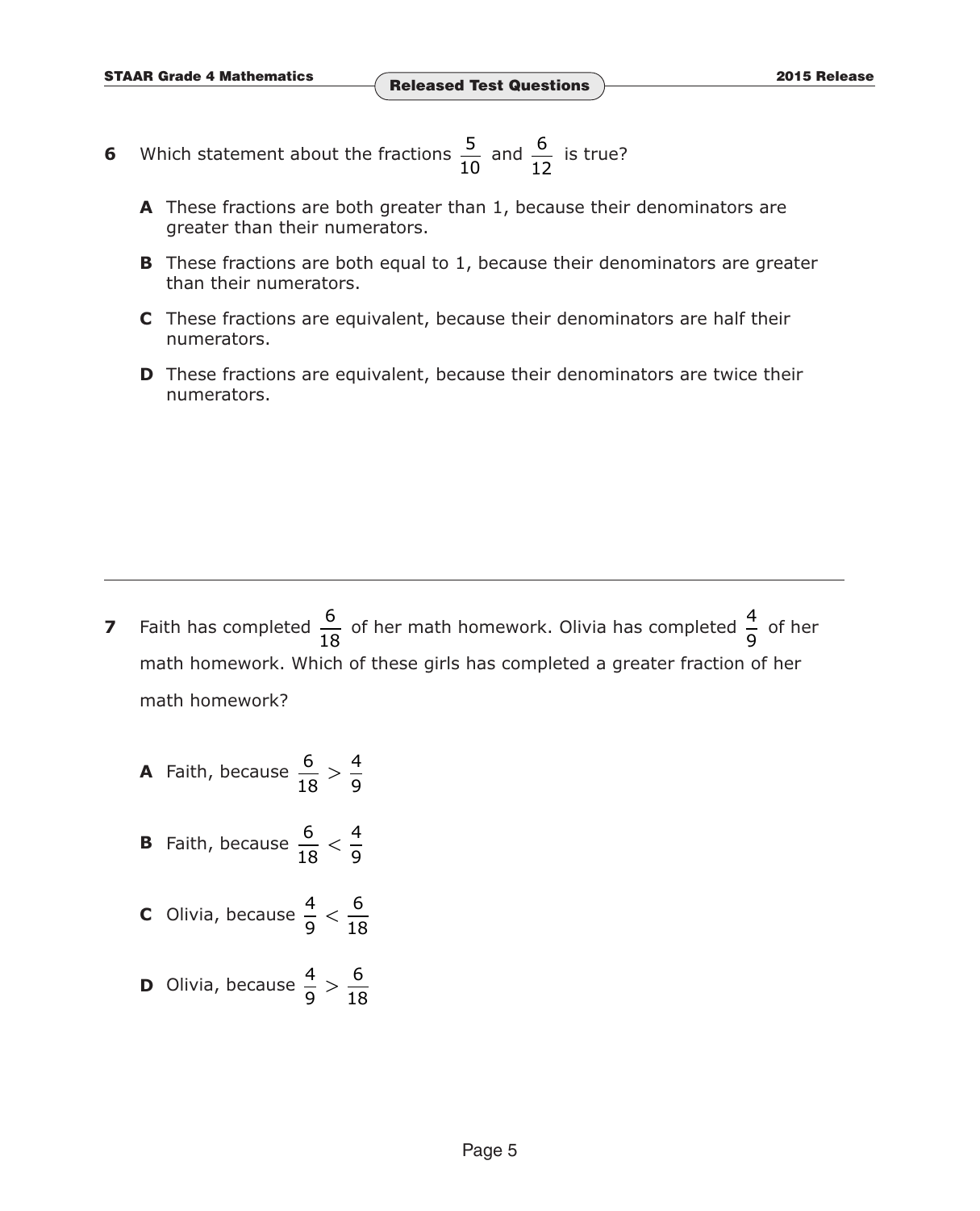**6** Which statement about the fractions $\frac{5}{10}$ and $\frac{6}{12}$ is true?

**A** These fractions are both greater than 1, because their denominators are greater than their numerators.

**B** These fractions are both equal to 1, because their denominators are greater than their numerators.

**C** These fractions are equivalent, because their denominators are half their numerators.

**D** These fractions are equivalent, because their denominators are twice their numerators.

---

**7** Faith has completed $\frac{6}{18}$ of her math homework. Olivia has completed $\frac{4}{9}$ of her math homework. Which of these girls has completed a greater fraction of her math homework?

**A** Faith, because $\frac{6}{18} > \frac{4}{9}$

**B** Faith, because $\frac{6}{18} < \frac{4}{9}$

**C** Olivia, because $\frac{4}{9} < \frac{6}{18}$

**D** Olivia, because $\frac{4}{9} > \frac{6}{18}$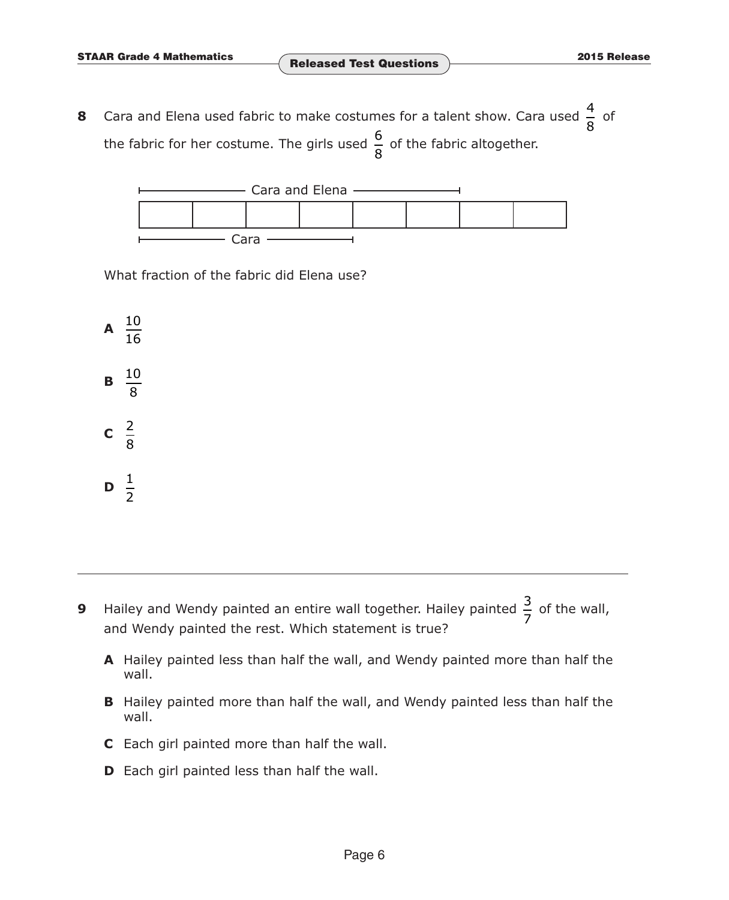**8** Cara and Elena used fabric to make costumes for a talent show. Cara used $\frac{4}{8}$ of the fabric for her costume. The girls used $\frac{6}{8}$ of the fabric altogether.

Cara and Elena

| | | | | | | | |
|---|---|---|---|---|---|---|---|
| | | | | | | | |

Cara

What fraction of the fabric did Elena use?

**A** $\frac{10}{16}$

**B** $\frac{10}{8}$

**C** $\frac{2}{8}$

**D** $\frac{1}{2}$

---

**9** Hailey and Wendy painted an entire wall together. Hailey painted $\frac{3}{7}$ of the wall, and Wendy painted the rest. Which statement is true?

**A** Hailey painted less than half the wall, and Wendy painted more than half the wall.

**B** Hailey painted more than half the wall, and Wendy painted less than half the wall.

**C** Each girl painted more than half the wall.

**D** Each girl painted less than half the wall.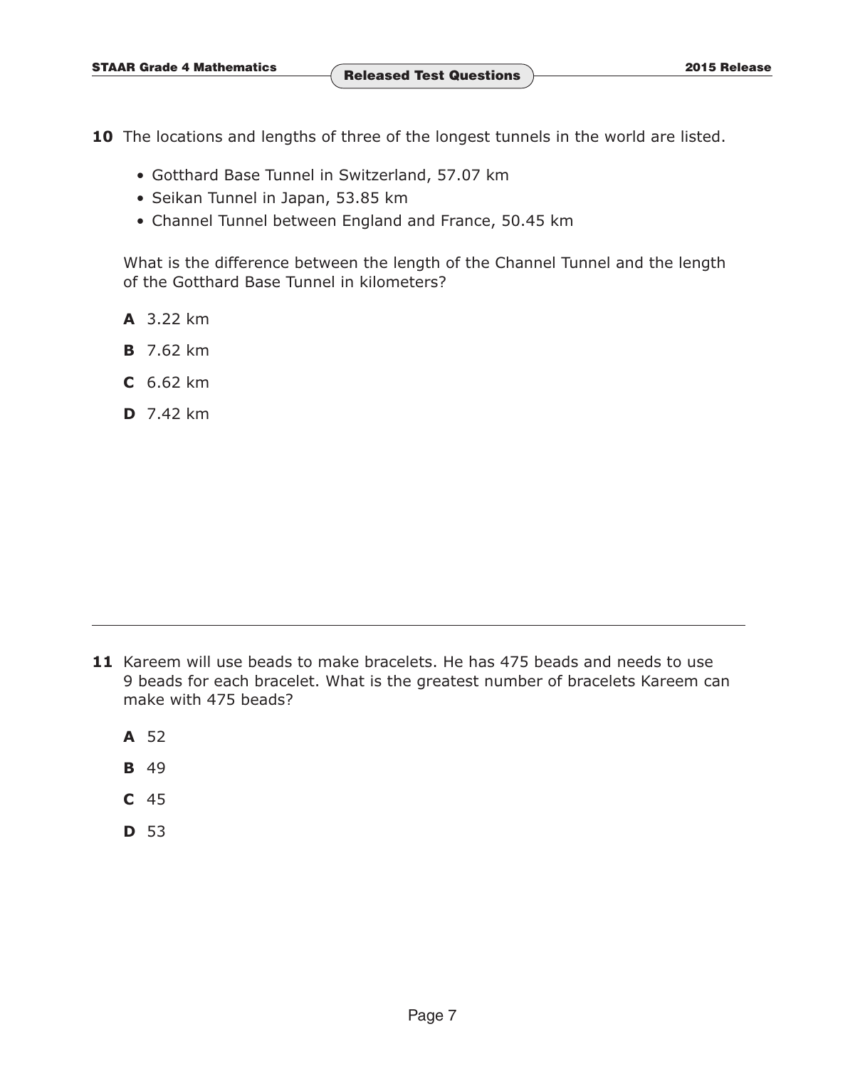**10** The locations and lengths of three of the longest tunnels in the world are listed.

- Gotthard Base Tunnel in Switzerland, 57.07 km
- Seikan Tunnel in Japan, 53.85 km
- Channel Tunnel between England and France, 50.45 km

What is the difference between the length of the Channel Tunnel and the length of the Gotthard Base Tunnel in kilometers?

**A** 3.22 km

**B** 7.62 km

**C** 6.62 km

**D** 7.42 km

---

**11** Kareem will use beads to make bracelets. He has 475 beads and needs to use 9 beads for each bracelet. What is the greatest number of bracelets Kareem can make with 475 beads?

**A** 52

**B** 49

**C** 45

**D** 53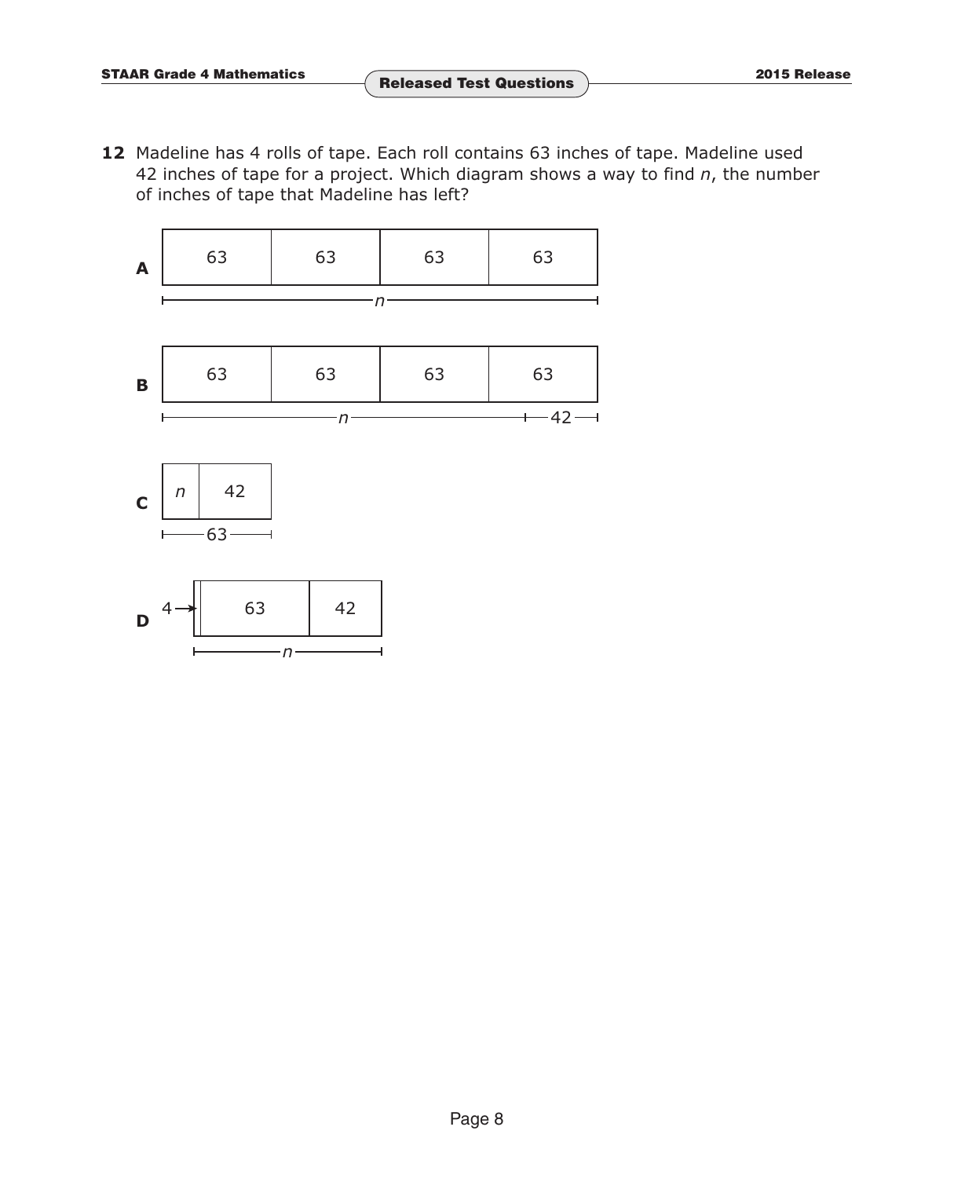**12** Madeline has 4 rolls of tape. Each roll contains 63 inches of tape. Madeline used 42 inches of tape for a project. Which diagram shows a way to find $n$, the number of inches of tape that Madeline has left?

**A**

| 63 | 63 | 63 | 63 |
|---|---|---|---|

$n$ (spanning all four boxes)

**B**

| 63 | 63 | 63 | 63 |
|---|---|---|---|

$n$ (spanning from the left end), 42 (spanning the right end)

**C**

| $n$ | 42 |
|---|---|

63 (spanning both boxes)

**D**

| 4 → | 63 | 42 |
|---|---|---|

$n$ (spanning all boxes)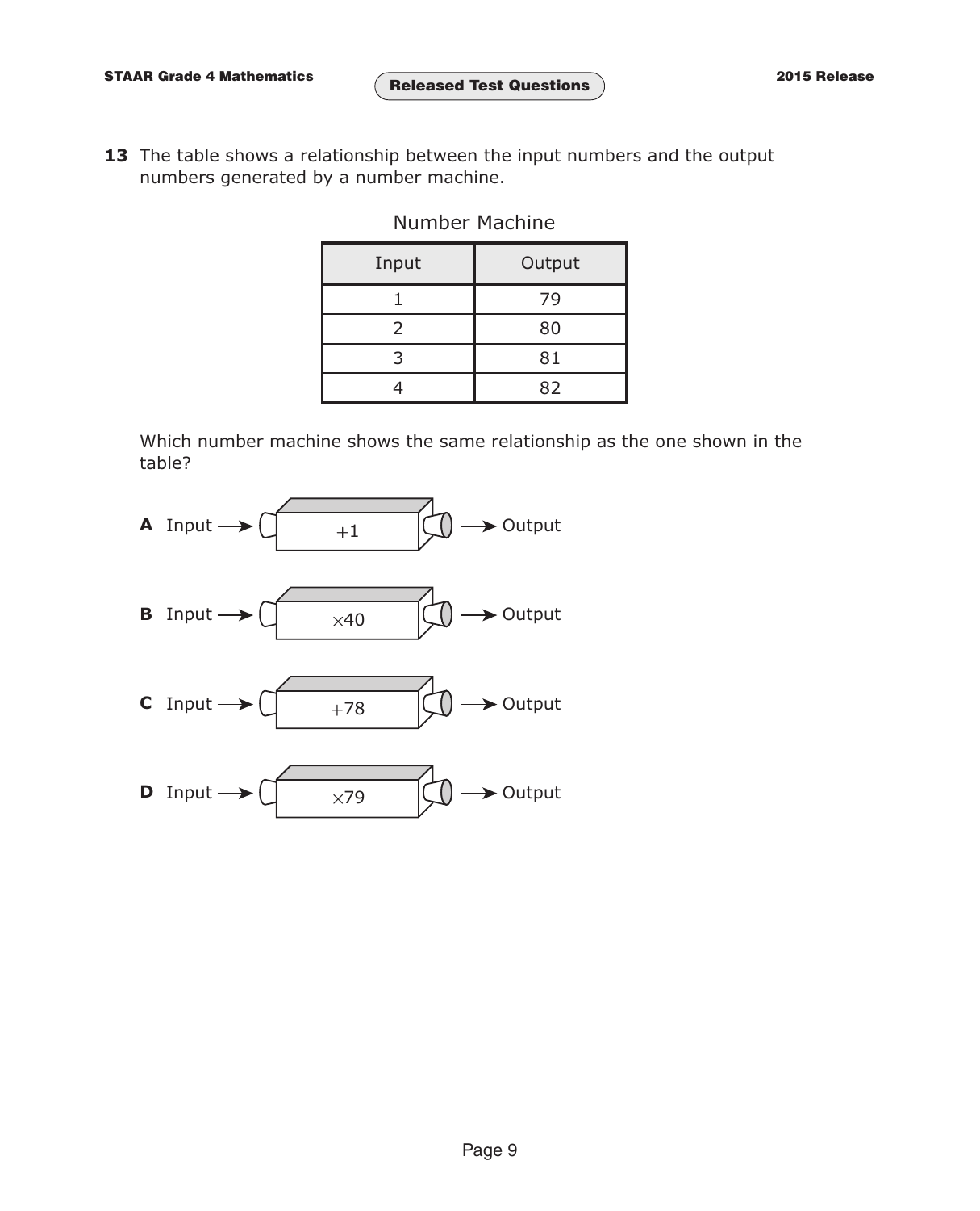**13** The table shows a relationship between the input numbers and the output numbers generated by a number machine.

Number Machine

| Input | Output |
|---|---|
| 1 | 79 |
| 2 | 80 |
| 3 | 81 |
| 4 | 82 |

Which number machine shows the same relationship as the one shown in the table?

**A** Input → $+1$ → Output

**B** Input → $\times 40$ → Output

**C** Input → $+78$ → Output

**D** Input → $\times 79$ → Output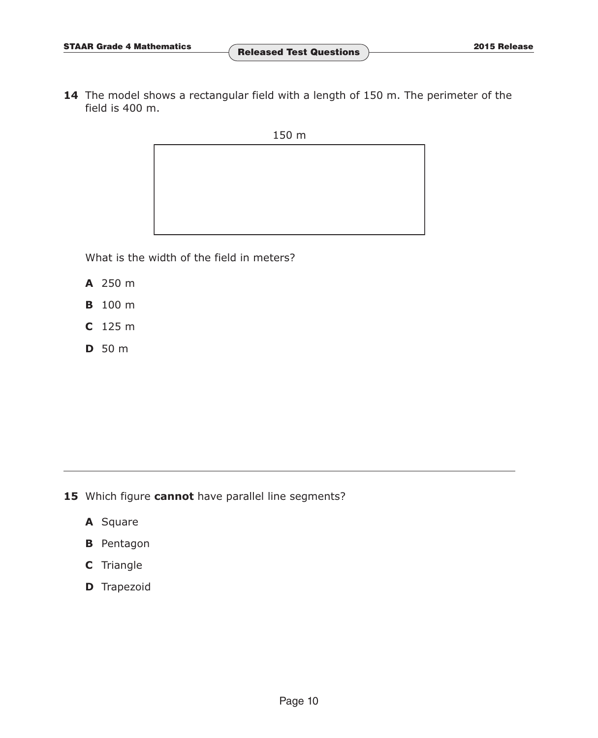**14** The model shows a rectangular field with a length of 150 m. The perimeter of the field is 400 m.

150 m

What is the width of the field in meters?

**A** 250 m

**B** 100 m

**C** 125 m

**D** 50 m

---

**15** Which figure **cannot** have parallel line segments?

**A** Square

**B** Pentagon

**C** Triangle

**D** Trapezoid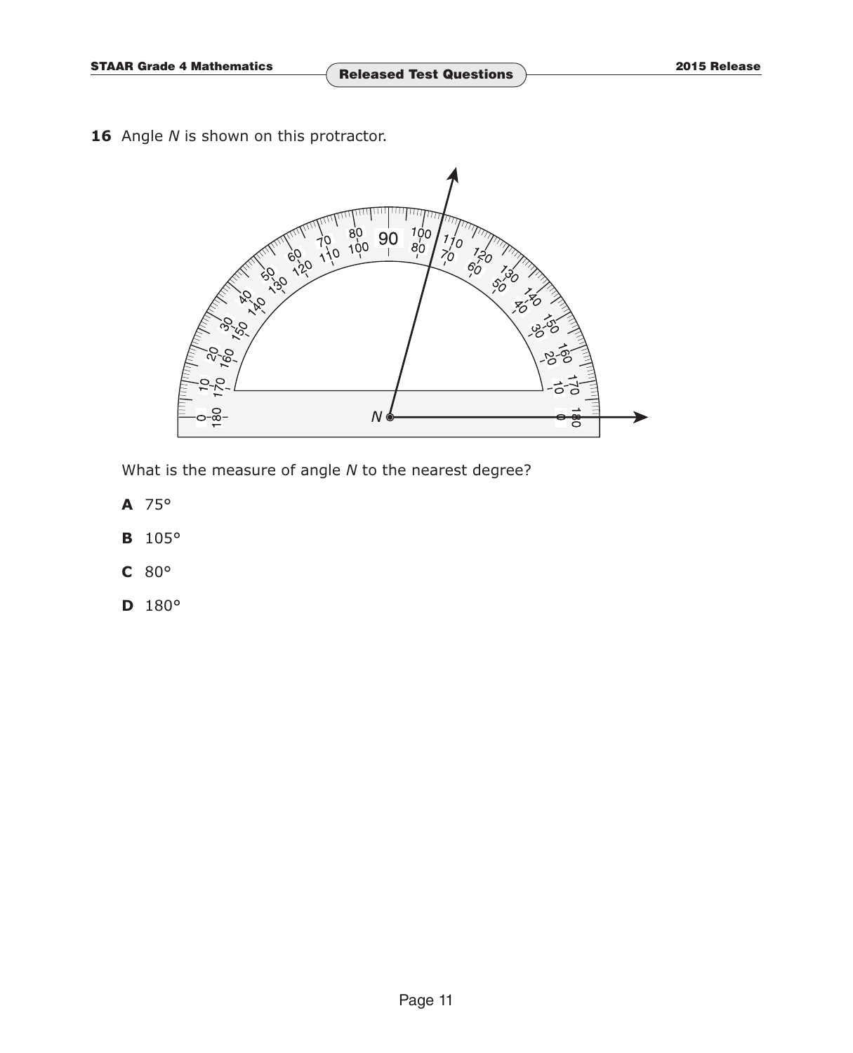**16** Angle *N* is shown on this protractor.

What is the measure of angle *N* to the nearest degree?

**A** 75°

**B** 105°

**C** 80°

**D** 180°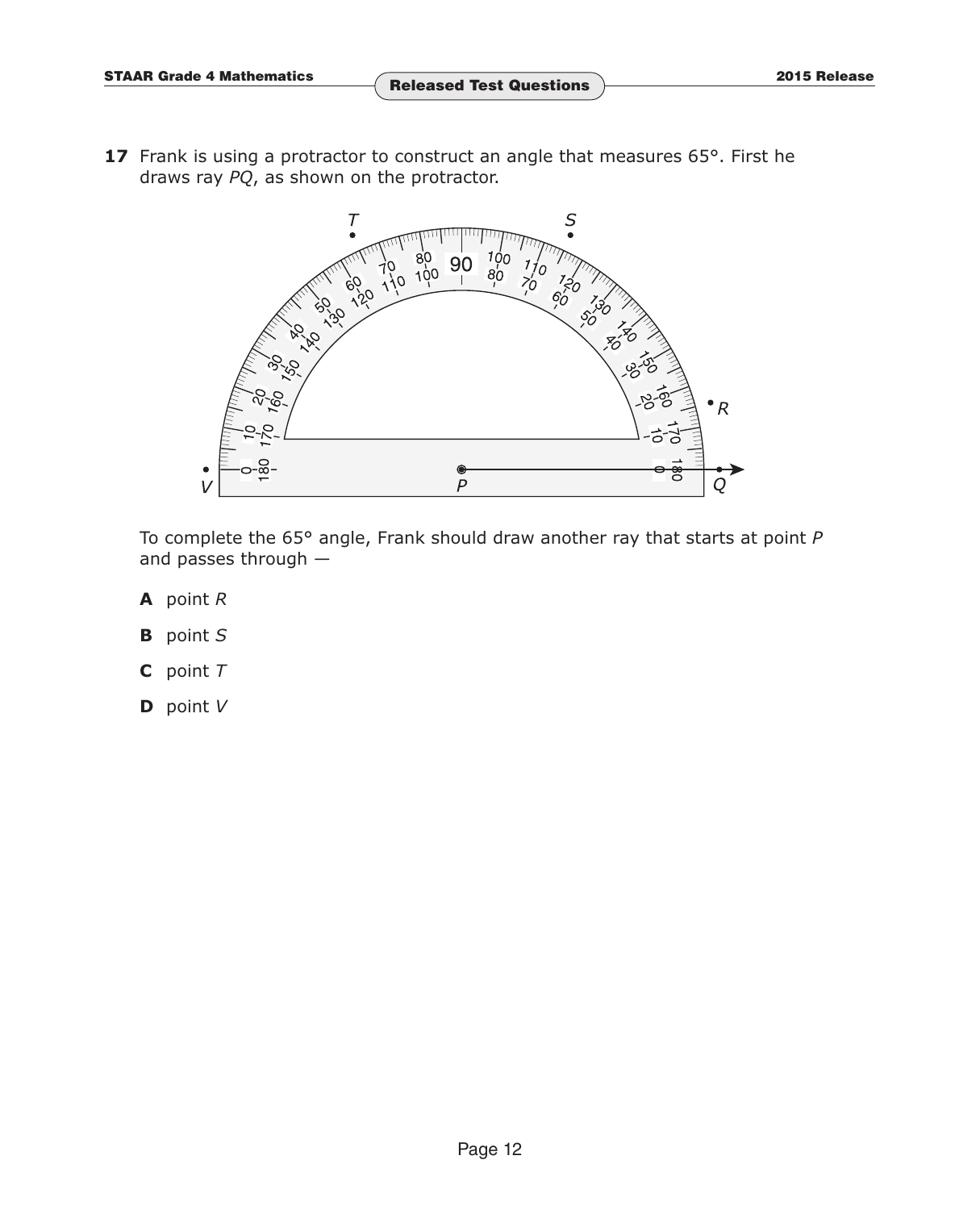**17** Frank is using a protractor to construct an angle that measures 65°. First he draws ray *PQ*, as shown on the protractor.

To complete the 65° angle, Frank should draw another ray that starts at point *P* and passes through —

**A** point *R*

**B** point *S*

**C** point *T*

**D** point *V*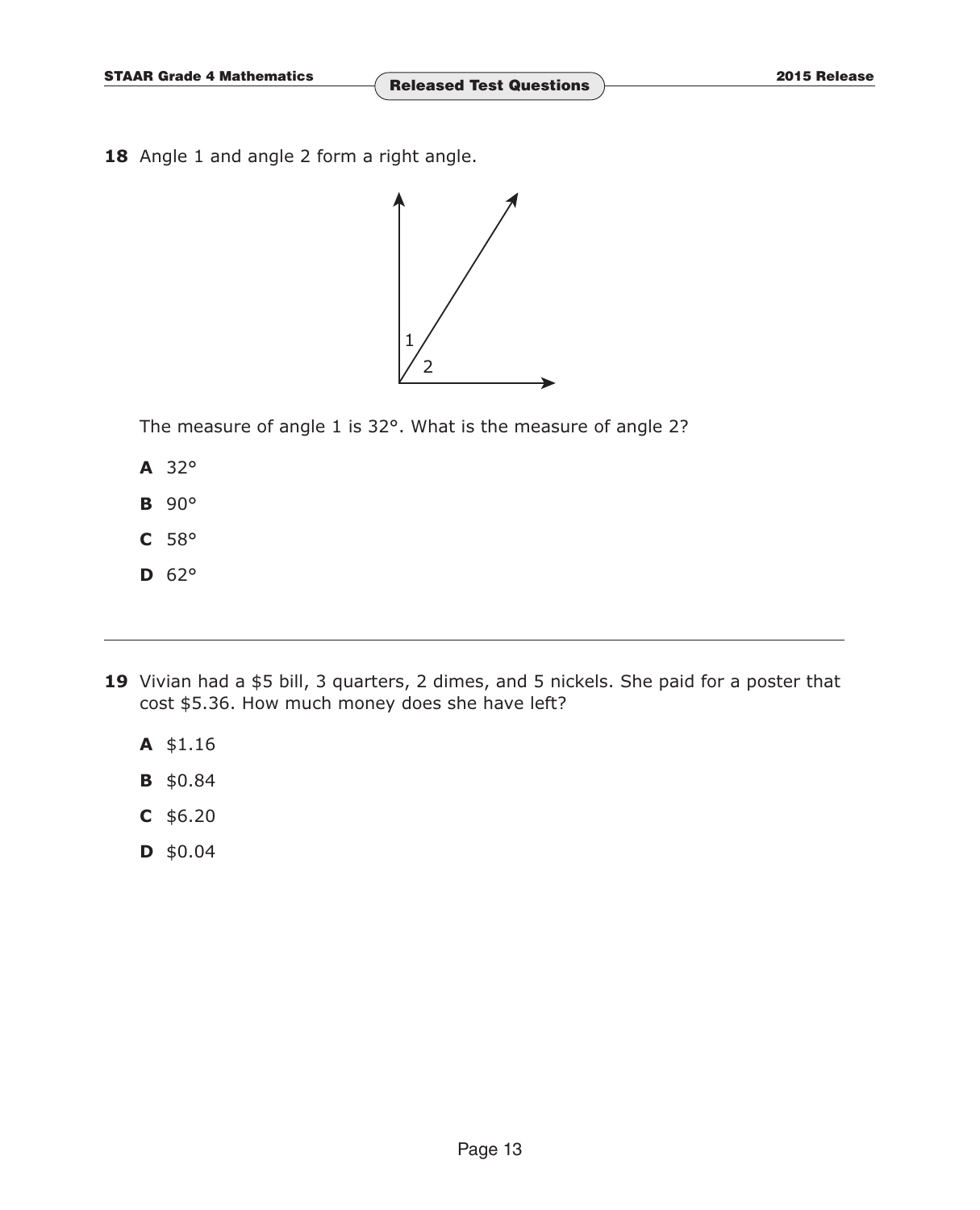**18** Angle 1 and angle 2 form a right angle.

The measure of angle 1 is 32°. What is the measure of angle 2?

**A** 32°

**B** 90°

**C** 58°

**D** 62°

---

**19** Vivian had a $5 bill, 3 quarters, 2 dimes, and 5 nickels. She paid for a poster that cost $5.36. How much money does she have left?

**A** $1.16

**B** $0.84

**C** $6.20

**D** $0.04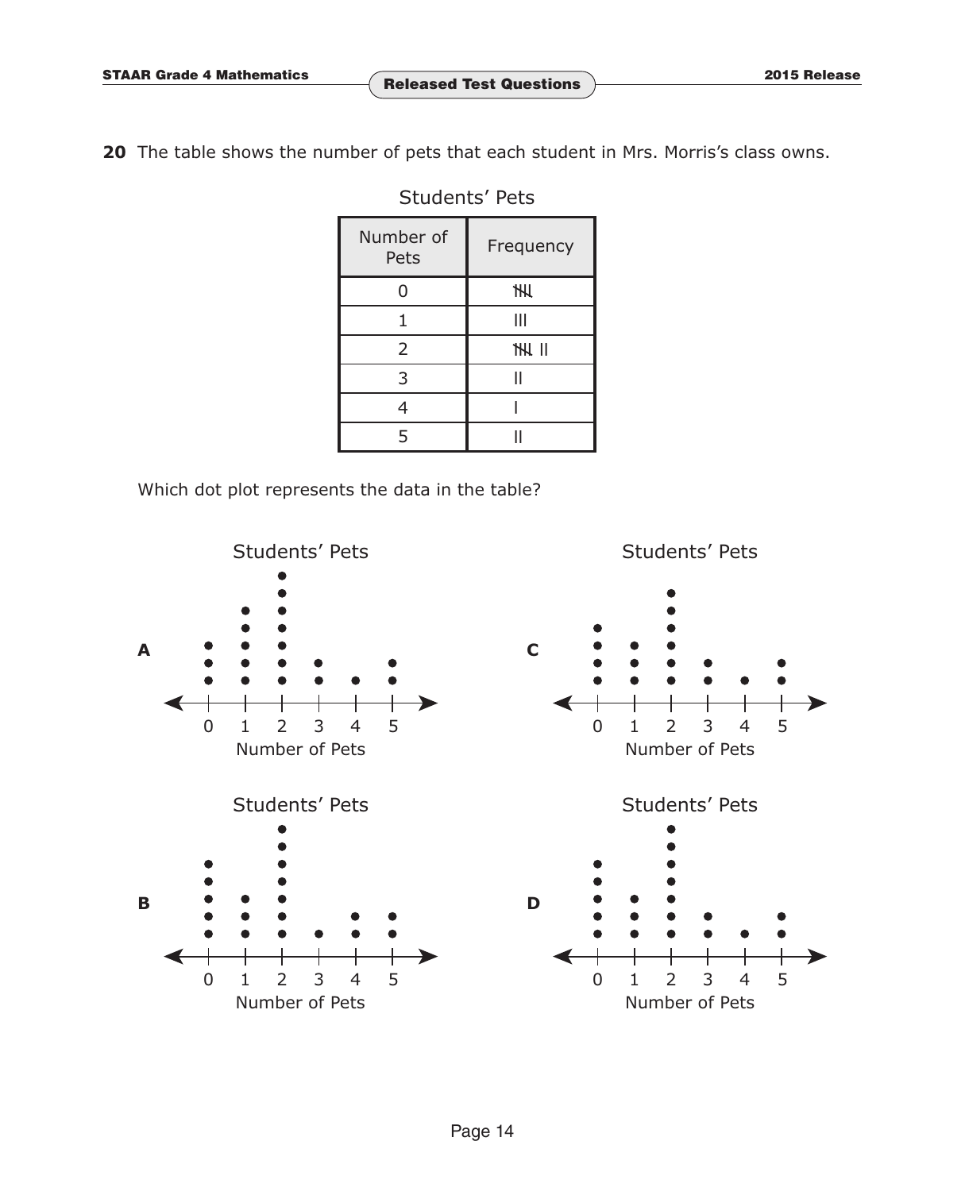**20** The table shows the number of pets that each student in Mrs. Morris's class owns.

Students' Pets

| Number of Pets | Frequency |
|---|---|
| 0 | 𝍸 |
| 1 | III |
| 2 | 𝍸 II |
| 3 | II |
| 4 | I |
| 5 | II |

Which dot plot represents the data in the table?

**A** Students' Pets

| Number of Pets | 0 | 1 | 2 | 3 | 4 | 5 |
|---|---|---|---|---|---|---|
| Dots | 3 | 5 | 7 | 2 | 1 | 2 |

**C** Students' Pets

| Number of Pets | 0 | 1 | 2 | 3 | 4 | 5 |
|---|---|---|---|---|---|---|
| Dots | 4 | 3 | 6 | 2 | 1 | 2 |

**B** Students' Pets

| Number of Pets | 0 | 1 | 2 | 3 | 4 | 5 |
|---|---|---|---|---|---|---|
| Dots | 5 | 3 | 7 | 1 | 2 | 2 |

**D** Students' Pets

| Number of Pets | 0 | 1 | 2 | 3 | 4 | 5 |
|---|---|---|---|---|---|---|
| Dots | 5 | 3 | 7 | 2 | 1 | 2 |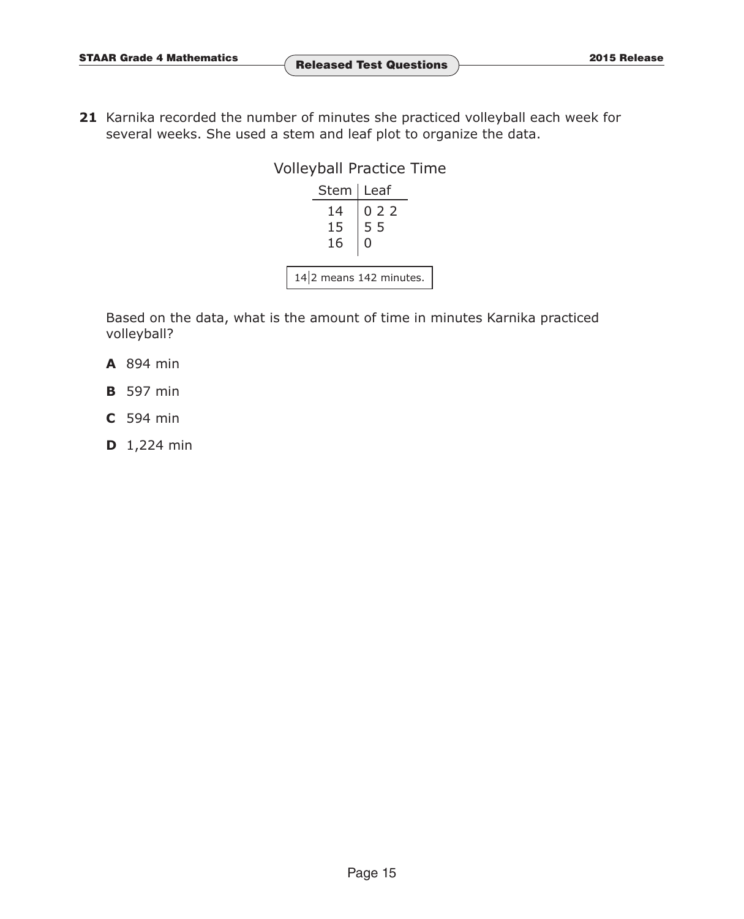**21** Karnika recorded the number of minutes she practiced volleyball each week for several weeks. She used a stem and leaf plot to organize the data.

Volleyball Practice Time

| Stem | Leaf |
|---|---|
| 14 | 0 2 2 |
| 15 | 5 5 |
| 16 | 0 |

14 | 2 means 142 minutes.

Based on the data, what is the amount of time in minutes Karnika practiced volleyball?

**A** 894 min

**B** 597 min

**C** 594 min

**D** 1,224 min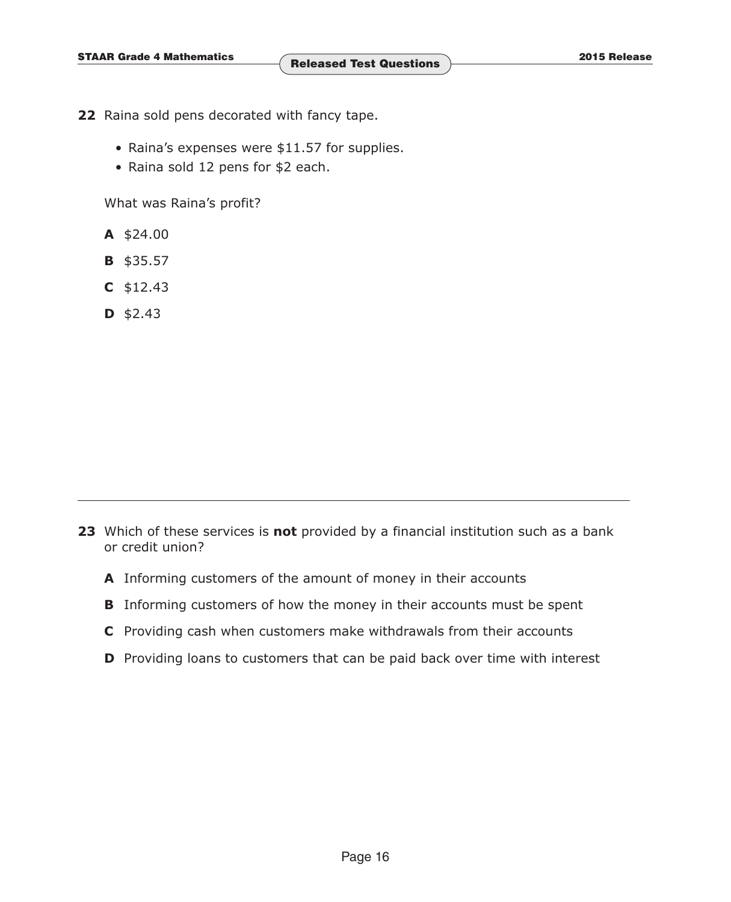**22** Raina sold pens decorated with fancy tape.

- Raina's expenses were $11.57 for supplies.
- Raina sold 12 pens for $2 each.

What was Raina's profit?

**A** $24.00

**B** $35.57

**C** $12.43

**D** $2.43

---

**23** Which of these services is **not** provided by a financial institution such as a bank or credit union?

**A** Informing customers of the amount of money in their accounts

**B** Informing customers of how the money in their accounts must be spent

**C** Providing cash when customers make withdrawals from their accounts

**D** Providing loans to customers that can be paid back over time with interest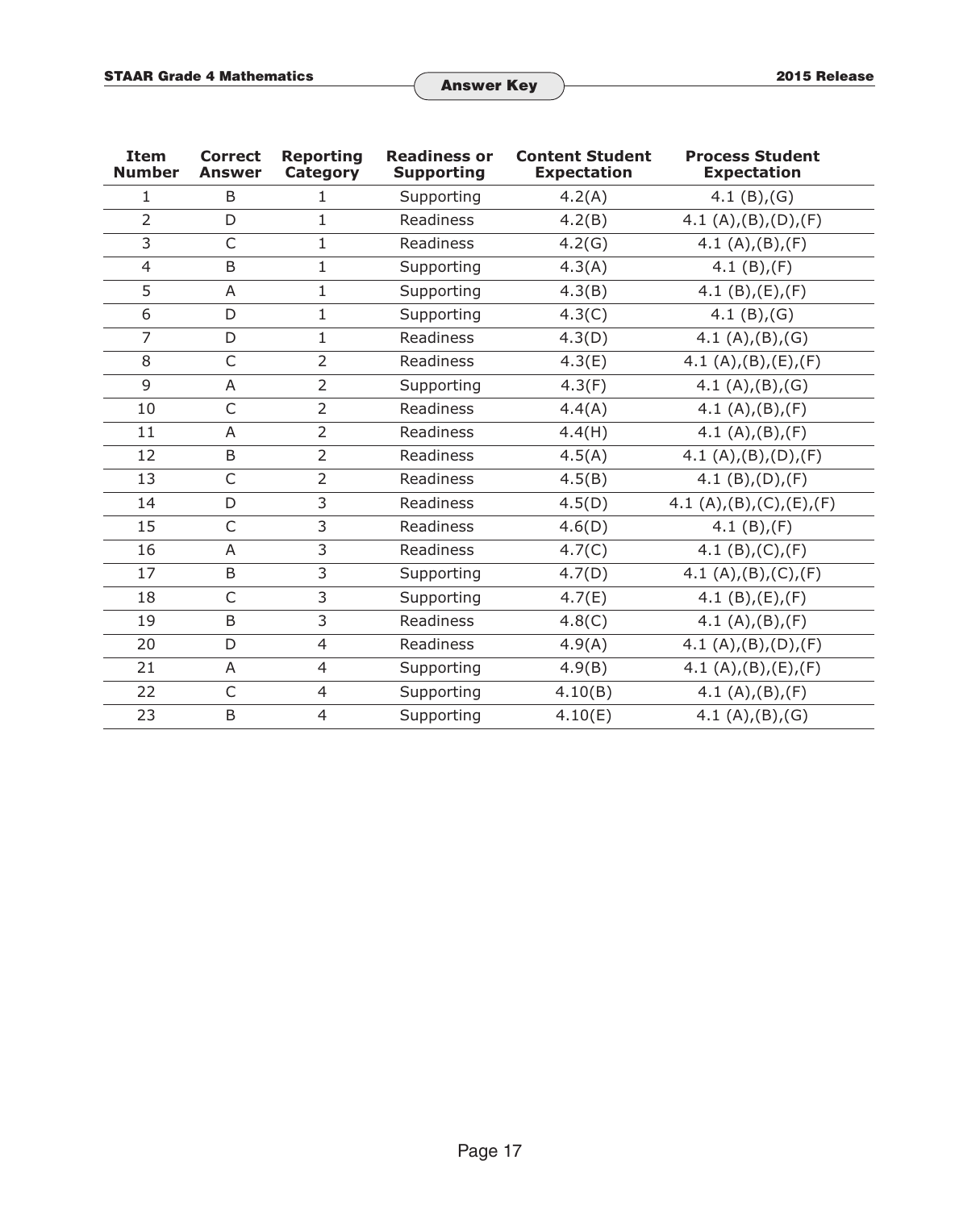## Answer Key

| Item Number | Correct Answer | Reporting Category | Readiness or Supporting | Content Student Expectation | Process Student Expectation |
|---|---|---|---|---|---|
| 1 | B | 1 | Supporting | 4.2(A) | 4.1 (B),(G) |
| 2 | D | 1 | Readiness | 4.2(B) | 4.1 (A),(B),(D),(F) |
| 3 | C | 1 | Readiness | 4.2(G) | 4.1 (A),(B),(F) |
| 4 | B | 1 | Supporting | 4.3(A) | 4.1 (B),(F) |
| 5 | A | 1 | Supporting | 4.3(B) | 4.1 (B),(E),(F) |
| 6 | D | 1 | Supporting | 4.3(C) | 4.1 (B),(G) |
| 7 | D | 1 | Readiness | 4.3(D) | 4.1 (A),(B),(G) |
| 8 | C | 2 | Readiness | 4.3(E) | 4.1 (A),(B),(E),(F) |
| 9 | A | 2 | Supporting | 4.3(F) | 4.1 (A),(B),(G) |
| 10 | C | 2 | Readiness | 4.4(A) | 4.1 (A),(B),(F) |
| 11 | A | 2 | Readiness | 4.4(H) | 4.1 (A),(B),(F) |
| 12 | B | 2 | Readiness | 4.5(A) | 4.1 (A),(B),(D),(F) |
| 13 | C | 2 | Readiness | 4.5(B) | 4.1 (B),(D),(F) |
| 14 | D | 3 | Readiness | 4.5(D) | 4.1 (A),(B),(C),(E),(F) |
| 15 | C | 3 | Readiness | 4.6(D) | 4.1 (B),(F) |
| 16 | A | 3 | Readiness | 4.7(C) | 4.1 (B),(C),(F) |
| 17 | B | 3 | Supporting | 4.7(D) | 4.1 (A),(B),(C),(F) |
| 18 | C | 3 | Supporting | 4.7(E) | 4.1 (B),(E),(F) |
| 19 | B | 3 | Readiness | 4.8(C) | 4.1 (A),(B),(F) |
| 20 | D | 4 | Readiness | 4.9(A) | 4.1 (A),(B),(D),(F) |
| 21 | A | 4 | Supporting | 4.9(B) | 4.1 (A),(B),(E),(F) |
| 22 | C | 4 | Supporting | 4.10(B) | 4.1 (A),(B),(F) |
| 23 | B | 4 | Supporting | 4.10(E) | 4.1 (A),(B),(G) |